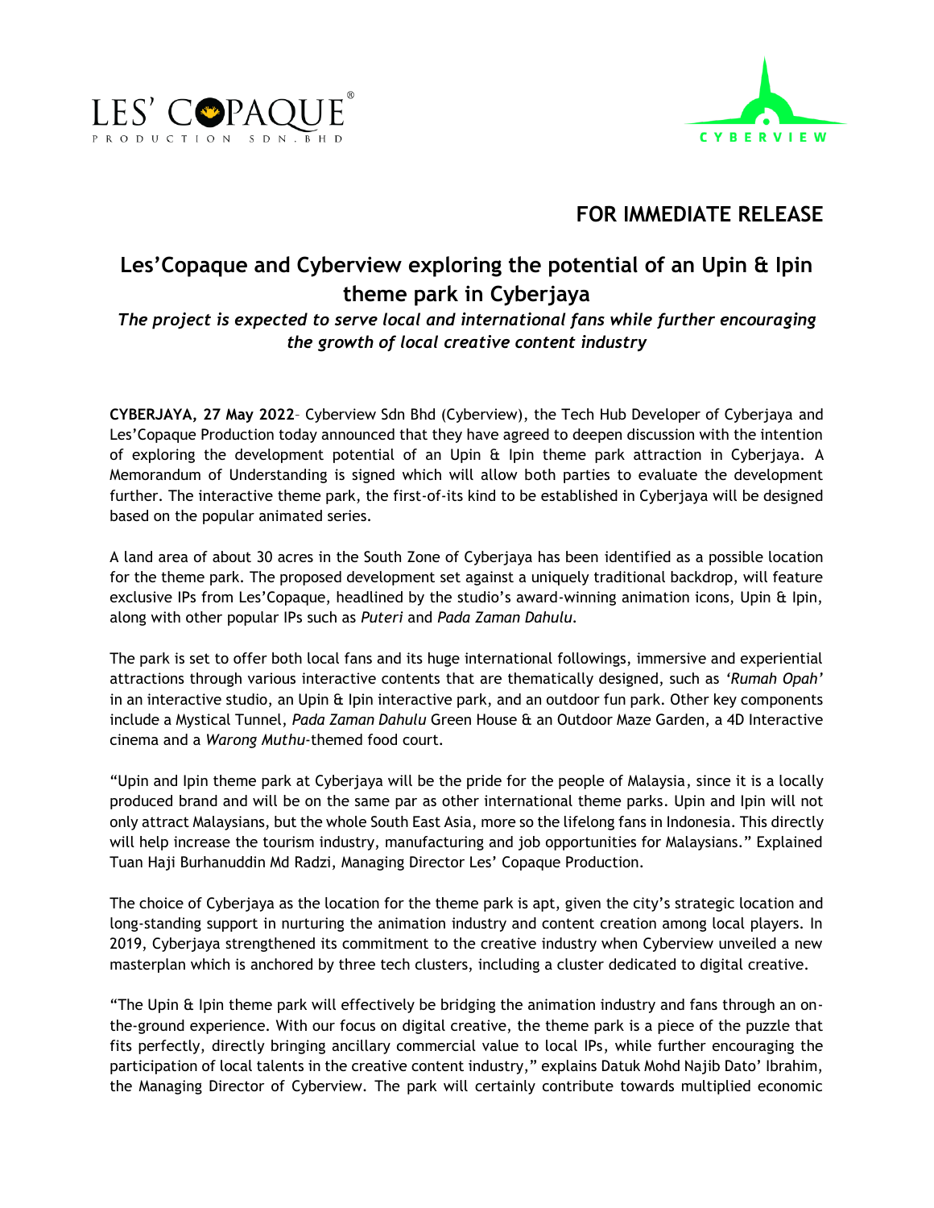LES' COPAQUE®
PRODUCTION SDN. BHD

CYBERVIEW

**FOR IMMEDIATE RELEASE**

# Les'Copaque and Cyberview exploring the potential of an Upin & Ipin theme park in Cyberjaya

***The project is expected to serve local and international fans while further encouraging the growth of local creative content industry***

**CYBERJAYA, 27 May 2022**– Cyberview Sdn Bhd (Cyberview), the Tech Hub Developer of Cyberjaya and Les'Copaque Production today announced that they have agreed to deepen discussion with the intention of exploring the development potential of an Upin & Ipin theme park attraction in Cyberjaya. A Memorandum of Understanding is signed which will allow both parties to evaluate the development further. The interactive theme park, the first-of-its kind to be established in Cyberjaya will be designed based on the popular animated series.

A land area of about 30 acres in the South Zone of Cyberjaya has been identified as a possible location for the theme park. The proposed development set against a uniquely traditional backdrop, will feature exclusive IPs from Les'Copaque, headlined by the studio's award-winning animation icons, Upin & Ipin, along with other popular IPs such as *Puteri* and *Pada Zaman Dahulu*.

The park is set to offer both local fans and its huge international followings, immersive and experiential attractions through various interactive contents that are thematically designed, such as *'Rumah Opah'* in an interactive studio, an Upin & Ipin interactive park, and an outdoor fun park. Other key components include a Mystical Tunnel, *Pada Zaman Dahulu* Green House & an Outdoor Maze Garden, a 4D Interactive cinema and a *Warong Muthu*-themed food court.

"Upin and Ipin theme park at Cyberjaya will be the pride for the people of Malaysia, since it is a locally produced brand and will be on the same par as other international theme parks. Upin and Ipin will not only attract Malaysians, but the whole South East Asia, more so the lifelong fans in Indonesia. This directly will help increase the tourism industry, manufacturing and job opportunities for Malaysians." Explained Tuan Haji Burhanuddin Md Radzi, Managing Director Les' Copaque Production.

The choice of Cyberjaya as the location for the theme park is apt, given the city's strategic location and long-standing support in nurturing the animation industry and content creation among local players. In 2019, Cyberjaya strengthened its commitment to the creative industry when Cyberview unveiled a new masterplan which is anchored by three tech clusters, including a cluster dedicated to digital creative.

"The Upin & Ipin theme park will effectively be bridging the animation industry and fans through an on-the-ground experience. With our focus on digital creative, the theme park is a piece of the puzzle that fits perfectly, directly bringing ancillary commercial value to local IPs, while further encouraging the participation of local talents in the creative content industry," explains Datuk Mohd Najib Dato' Ibrahim, the Managing Director of Cyberview. The park will certainly contribute towards multiplied economic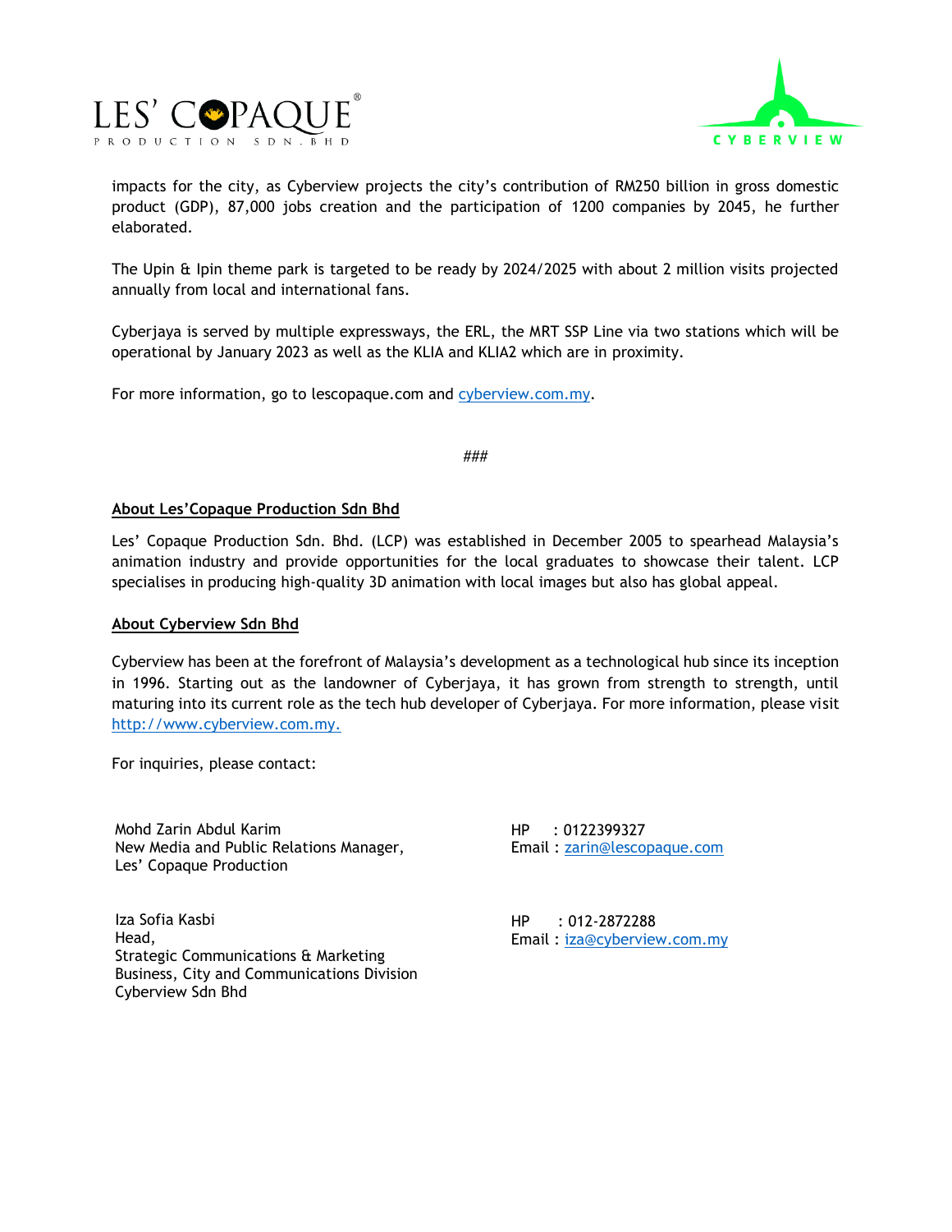impacts for the city, as Cyberview projects the city's contribution of RM250 billion in gross domestic product (GDP), 87,000 jobs creation and the participation of 1200 companies by 2045, he further elaborated.

The Upin & Ipin theme park is targeted to be ready by 2024/2025 with about 2 million visits projected annually from local and international fans.

Cyberjaya is served by multiple expressways, the ERL, the MRT SSP Line via two stations which will be operational by January 2023 as well as the KLIA and KLIA2 which are in proximity.

For more information, go to lescopaque.com and [cyberview.com.my](cyberview.com.my).

###

**About Les'Copaque Production Sdn Bhd**

Les' Copaque Production Sdn. Bhd. (LCP) was established in December 2005 to spearhead Malaysia's animation industry and provide opportunities for the local graduates to showcase their talent. LCP specialises in producing high-quality 3D animation with local images but also has global appeal.

**About Cyberview Sdn Bhd**

Cyberview has been at the forefront of Malaysia's development as a technological hub since its inception in 1996. Starting out as the landowner of Cyberjaya, it has grown from strength to strength, until maturing into its current role as the tech hub developer of Cyberjaya. For more information, please visit [http://www.cyberview.com.my.](http://www.cyberview.com.my)

For inquiries, please contact:

Mohd Zarin Abdul Karim
New Media and Public Relations Manager,
Les' Copaque Production

HP : 0122399327
Email : zarin@lescopaque.com

Iza Sofia Kasbi
Head,
Strategic Communications & Marketing
Business, City and Communications Division
Cyberview Sdn Bhd

HP : 012-2872288
Email : iza@cyberview.com.my